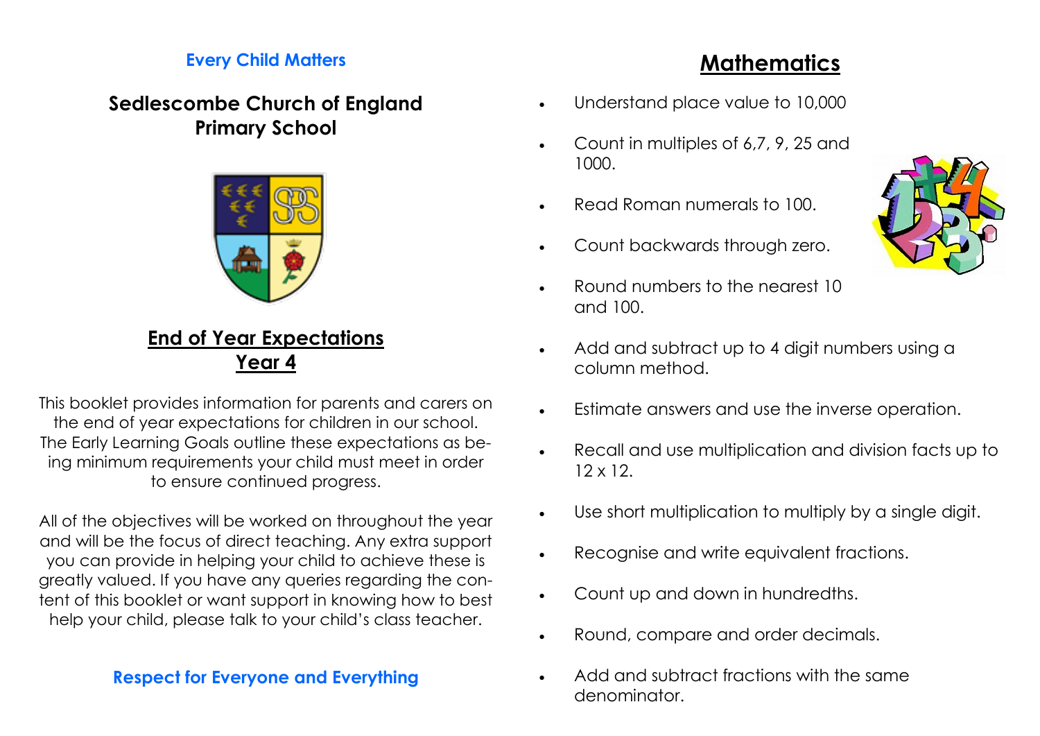**Every Child Matters**

## Sedlescombe Church of England Primary School

## End of Year Expectations
## Year 4

This booklet provides information for parents and carers on the end of year expectations for children in our school. The Early Learning Goals outline these expectations as being minimum requirements your child must meet in order to ensure continued progress.

All of the objectives will be worked on throughout the year and will be the focus of direct teaching. Any extra support you can provide in helping your child to achieve these is greatly valued. If you have any queries regarding the content of this booklet or want support in knowing how to best help your child, please talk to your child's class teacher.

**Respect for Everyone and Everything**

# Mathematics

- Understand place value to 10,000
- Count in multiples of 6,7, 9, 25 and 1000.
- Read Roman numerals to 100.
- Count backwards through zero.
- Round numbers to the nearest 10 and 100.
- Add and subtract up to 4 digit numbers using a column method.
- Estimate answers and use the inverse operation.
- Recall and use multiplication and division facts up to 12 x 12.
- Use short multiplication to multiply by a single digit.
- Recognise and write equivalent fractions.
- Count up and down in hundredths.
- Round, compare and order decimals.
- Add and subtract fractions with the same denominator.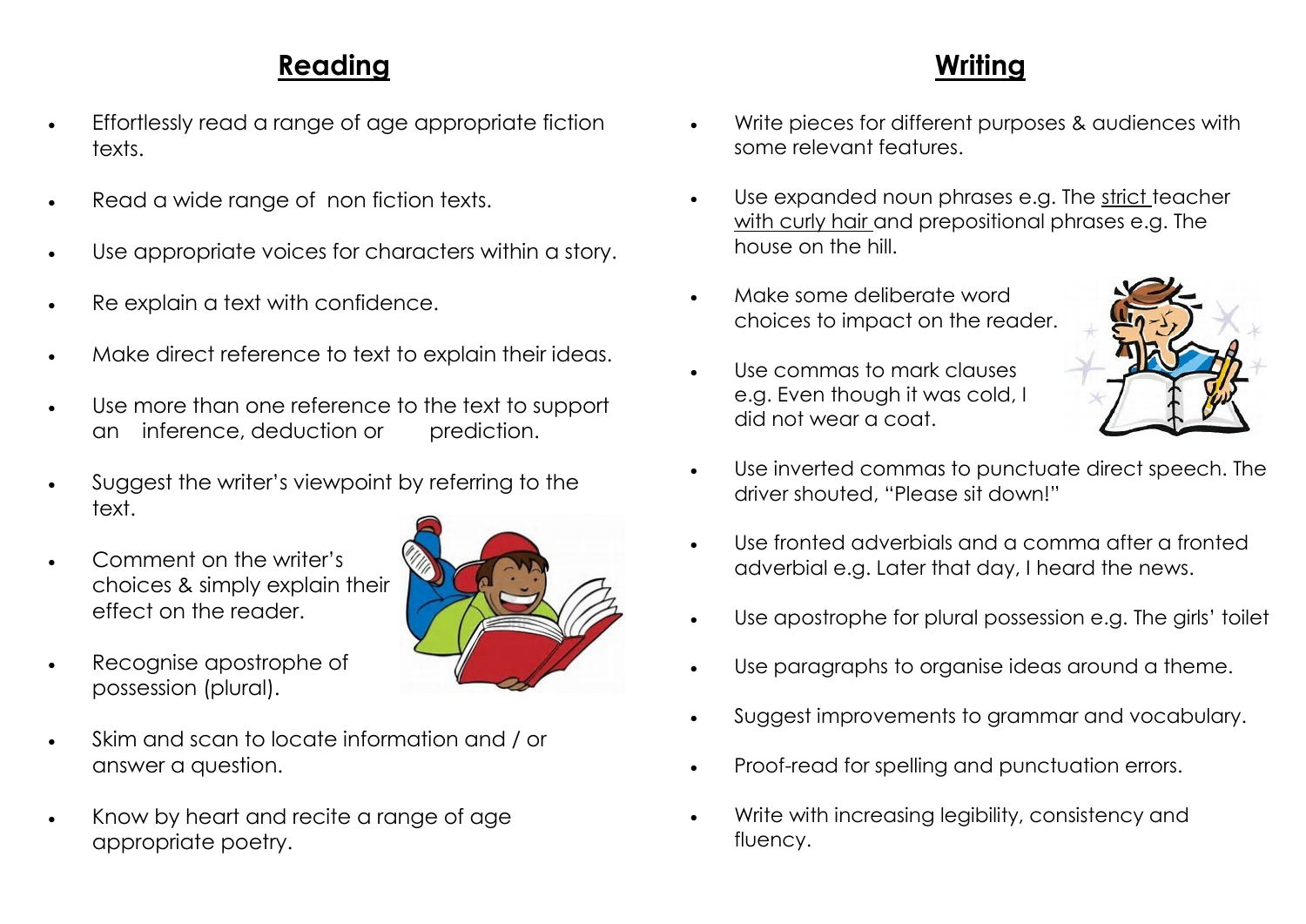## Reading

- Effortlessly read a range of age appropriate fiction texts.
- Read a wide range of non fiction texts.
- Use appropriate voices for characters within a story.
- Re explain a text with confidence.
- Make direct reference to text to explain their ideas.
- Use more than one reference to the text to support an inference, deduction or prediction.
- Suggest the writer's viewpoint by referring to the text.
- Comment on the writer's choices & simply explain their effect on the reader.
- Recognise apostrophe of possession (plural).
- Skim and scan to locate information and / or answer a question.
- Know by heart and recite a range of age appropriate poetry.

## Writing

- Write pieces for different purposes & audiences with some relevant features.
- Use expanded noun phrases e.g. The <u>strict</u> teacher <u>with curly hair</u> and prepositional phrases e.g. The house on the hill.
- Make some deliberate word choices to impact on the reader.
- Use commas to mark clauses e.g. Even though it was cold, I did not wear a coat.
- Use inverted commas to punctuate direct speech. The driver shouted, "Please sit down!"
- Use fronted adverbials and a comma after a fronted adverbial e.g. Later that day, I heard the news.
- Use apostrophe for plural possession e.g. The girls' toilet
- Use paragraphs to organise ideas around a theme.
- Suggest improvements to grammar and vocabulary.
- Proof-read for spelling and punctuation errors.
- Write with increasing legibility, consistency and fluency.